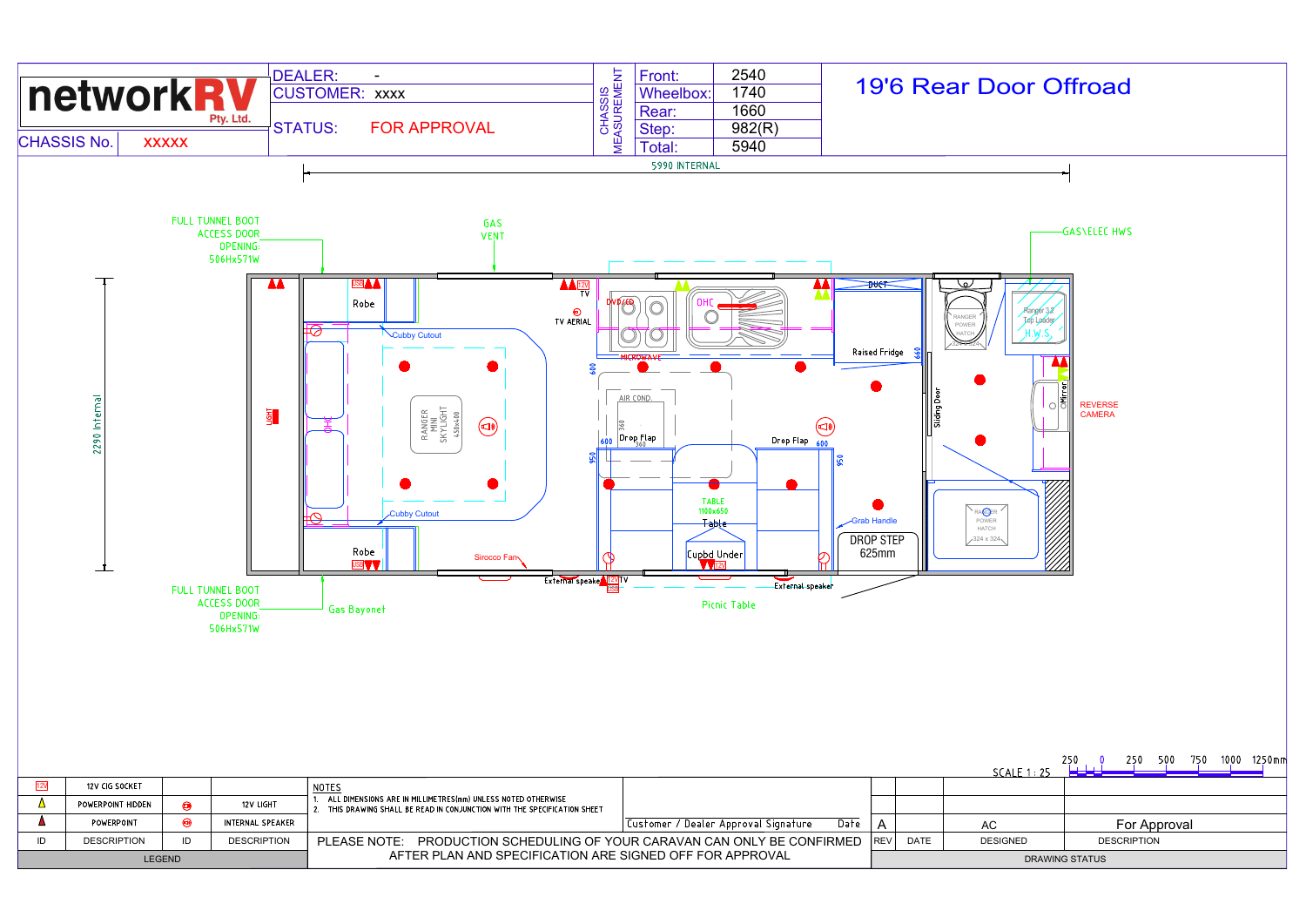# networkRV Pty. Ltd.

# 19'6 Rear Door Offroad

| | |
|---|---|
| DEALER: | - |
| CUSTOMER: | xxxx |
| STATUS: | FOR APPROVAL |
| CHASSIS No. | XXXXX |

**CHASSIS MEASUREMENT**

| | |
|---|---|
| Front: | 2540 |
| Wheelbox: | 1740 |
| Rear: | 1660 |
| Step: | 982(R) |
| Total: | 5940 |

5990 INTERNAL

2290 Internal

FULL TUNNEL BOOT ACCESS DOOR OPENING: 506Hx571W

GAS VENT

GAS\ELEC HWS

LIGHT

OHC

Robe

Cubby Cutout

RANGER MINI SKYLIGHT 450x400

Robe

Sirocco Fan

Gas Bayonet

FULL TUNNEL BOOT ACCESS DOOR OPENING: 506Hx571W

USB

12V

TV

TV AERIAL

DVD/CD

OHC

MICROWAVE

600

AIR COND.

360

Drop Flap

360

600

950

TABLE 1100x650

Table

Cupbd Under

External speaker

Picnic Table

Drop Flap

600

950

Raised Fridge

660

DUCT

Grab Handle

DROP STEP 625mm

Sliding Door

RANGER POWER HATCH 324 x 324

Ranger 3.2 Top Loader

H.W.S.

Mirror

REVERSE CAMERA

RANGER POWER HATCH 324 x 324

SCALE 1 : 25

250 0 250 500 750 1000 1250mm

| ID | DESCRIPTION | ID | DESCRIPTION |
|---|---|---|---|
| 12V | 12V CIG SOCKET | | |
| | POWERPOINT HIDDEN | | 12V LIGHT |
| | POWERPOINT | | INTERNAL SPEAKER |

LEGEND

NOTES
1. ALL DIMENSIONS ARE IN MILLIMETRES(mm) UNLESS NOTED OTHERWISE
2. THIS DRAWING SHALL BE READ IN CONJUNCTION WITH THE SPECIFICATION SHEET

Customer / Dealer Approval Signature     Date

PLEASE NOTE: PRODUCTION SCHEDULING OF YOUR CARAVAN CAN ONLY BE CONFIRMED AFTER PLAN AND SPECIFICATION ARE SIGNED OFF FOR APPROVAL

| REV | DATE | DESIGNED | DESCRIPTION |
|---|---|---|---|
| A | | AC | For Approval |

DRAWING STATUS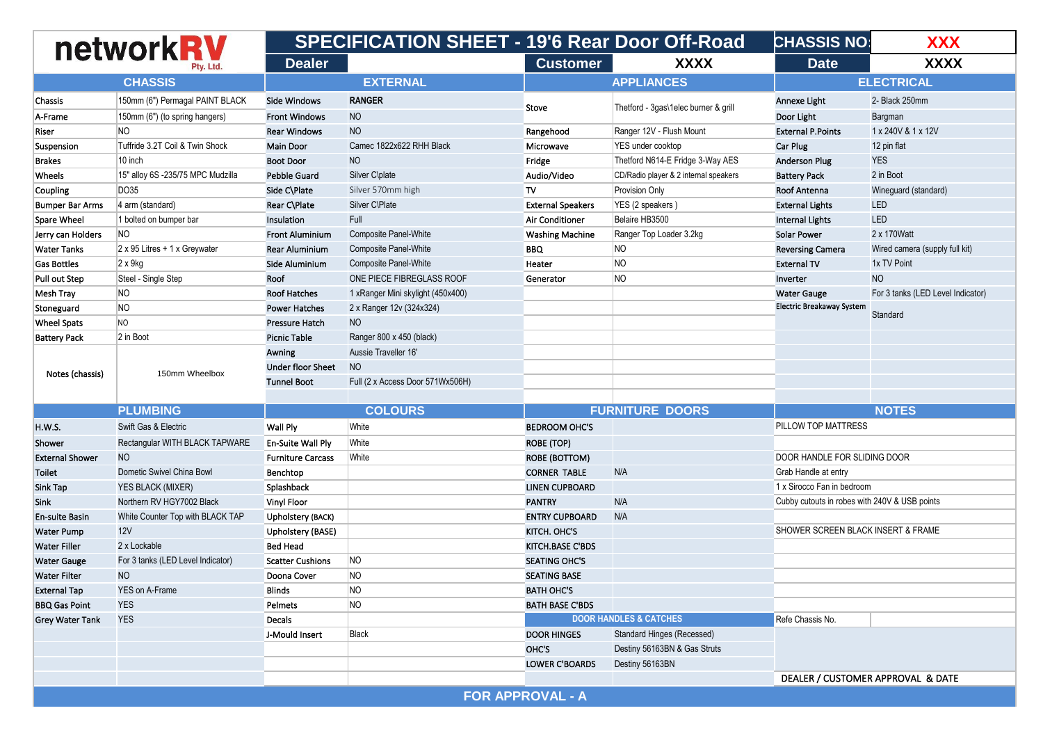# networkRV Pty. Ltd.

## SPECIFICATION SHEET - 19'6 Rear Door Off-Road

| CHASSIS NO: | XXX |
|---|---|
| Dealer | |
| Customer | XXXX |
| Date | XXXX |

| CHASSIS | | EXTERNAL | | APPLIANCES | | ELECTRICAL | |
|---|---|---|---|---|---|---|---|
| Chassis | 150mm (6") Permagal PAINT BLACK | Side Windows | RANGER | Stove | Thetford - 3gas\1elec burner & grill | Annexe Light | 2- Black 250mm |
| A-Frame | 150mm (6") (to spring hangers) | Front Windows | NO | | | Door Light | Bargman |
| Riser | NO | Rear Windows | NO | Rangehood | Ranger 12V - Flush Mount | External P.Points | 1 x 240V & 1 x 12V |
| Suspension | Tuffride 3.2T Coil & Twin Shock | Main Door | Camec 1822x622 RHH Black | Microwave | YES under cooktop | Car Plug | 12 pin flat |
| Brakes | 10 inch | Boot Door | NO | Fridge | Thetford N614-E Fridge 3-Way AES | Anderson Plug | YES |
| Wheels | 15" alloy 6S -235/75 MPC Mudzilla | Pebble Guard | Silver C\plate | Audio/Video | CD/Radio player & 2 internal speakers | Battery Pack | 2 in Boot |
| Coupling | DO35 | Side C\Plate | Silver 570mm high | TV | Provision Only | Roof Antenna | Wineguard (standard) |
| Bumper Bar Arms | 4 arm (standard) | Rear C\Plate | Silver C\Plate | External Speakers | YES (2 speakers ) | External Lights | LED |
| Spare Wheel | 1 bolted on bumper bar | Insulation | Full | Air Conditioner | Belaire HB3500 | Internal Lights | LED |
| Jerry can Holders | NO | Front Aluminium | Composite Panel-White | Washing Machine | Ranger Top Loader 3.2kg | Solar Power | 2 x 170Watt |
| Water Tanks | 2 x 95 Litres + 1 x Greywater | Rear Aluminium | Composite Panel-White | BBQ | NO | Reversing Camera | Wired camera (supply full kit) |
| Gas Bottles | 2 x 9kg | Side Aluminium | Composite Panel-White | Heater | NO | External TV | 1x TV Point |
| Pull out Step | Steel - Single Step | Roof | ONE PIECE FIBREGLASS ROOF | Generator | NO | Inverter | NO |
| Mesh Tray | NO | Roof Hatches | 1 xRanger Mini skylight (450x400) | | | Water Gauge | For 3 tanks (LED Level Indicator) |
| Stoneguard | NO | Power Hatches | 2 x Ranger 12v (324x324) | | | Electric Breakaway System | Standard |
| Wheel Spats | NO | Pressure Hatch | NO | | | | |
| Battery Pack | 2 in Boot | Picnic Table | Ranger 800 x 450 (black) | | | | |
| Notes (chassis) | 150mm Wheelbox | Awning | Aussie Traveller 16' | | | | |
| | | Under floor Sheet | NO | | | | |
| | | Tunnel Boot | Full (2 x Access Door 571Wx506H) | | | | |

| PLUMBING | | COLOURS | | FURNITURE DOORS | | NOTES |
|---|---|---|---|---|---|---|
| H.W.S. | Swift Gas & Electric | Wall Ply | White | BEDROOM OHC'S | | PILLOW TOP MATTRESS |
| Shower | Rectangular WITH BLACK TAPWARE | En-Suite Wall Ply | White | ROBE (TOP) | | |
| External Shower | NO | Furniture Carcass | White | ROBE (BOTTOM) | | DOOR HANDLE FOR SLIDING DOOR |
| Toilet | Dometic Swivel China Bowl | Benchtop | | CORNER TABLE | N/A | Grab Handle at entry |
| Sink Tap | YES BLACK (MIXER) | Splashback | | LINEN CUPBOARD | | 1 x Sirocco Fan in bedroom |
| Sink | Northern RV HGY7002 Black | Vinyl Floor | | PANTRY | N/A | Cubby cutouts in robes with 240V & USB points |
| En-suite Basin | White Counter Top with BLACK TAP | Upholstery (BACK) | | ENTRY CUPBOARD | N/A | |
| Water Pump | 12V | Upholstery (BASE) | | KITCH. OHC'S | | SHOWER SCREEN BLACK INSERT & FRAME |
| Water Filler | 2 x Lockable | Bed Head | | KITCH.BASE C'BDS | | |
| Water Gauge | For 3 tanks (LED Level Indicator) | Scatter Cushions | NO | SEATING OHC'S | | |
| Water Filter | NO | Doona Cover | NO | SEATING BASE | | |
| External Tap | YES on A-Frame | Blinds | NO | BATH OHC'S | | |
| BBQ Gas Point | YES | Pelmets | NO | BATH BASE C'BDS | | |
| Grey Water Tank | YES | Decals | | DOOR HANDLES & CATCHES | | Refe Chassis No. |
| | | J-Mould Insert | Black | DOOR HINGES | Standard Hinges (Recessed) | |
| | | | | OHC'S | Destiny 56163BN & Gas Struts | |
| | | | | LOWER C'BOARDS | Destiny 56163BN | |
| | | | | | | DEALER / CUSTOMER APPROVAL & DATE |

FOR APPROVAL - A